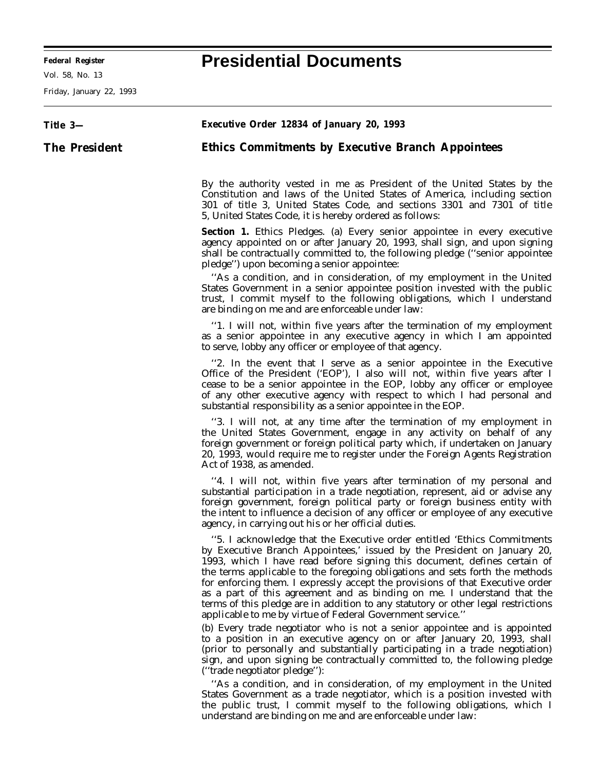**Federal Register**

Vol. 58, No. 13

Friday, January 22, 1993

# Presidential Documents

**Title 3—**

**The President**

**Executive Order 12834 of January 20, 1993**

## Ethics Commitments by Executive Branch Appointees

By the authority vested in me as President of the United States by the Constitution and laws of the United States of America, including section 301 of title 3, United States Code, and sections 3301 and 7301 of title 5, United States Code, it is hereby ordered as follows:

**Section 1.** Ethics Pledges. (a) Every senior appointee in every executive agency appointed on or after January 20, 1993, shall sign, and upon signing shall be contractually committed to, the following pledge (''senior appointee pledge'') upon becoming a senior appointee:

''As a condition, and in consideration, of my employment in the United States Government in a senior appointee position invested with the public trust, I commit myself to the following obligations, which I understand are binding on me and are enforceable under law:

''1. I will not, within five years after the termination of my employment as a senior appointee in any executive agency in which I am appointed to serve, lobby any officer or employee of that agency.

''2. In the event that I serve as a senior appointee in the Executive Office of the President ('EOP'), I also will not, within five years after I cease to be a senior appointee in the EOP, lobby any officer or employee of any other executive agency with respect to which I had personal and substantial responsibility as a senior appointee in the EOP.

''3. I will not, at any time after the termination of my employment in the United States Government, engage in any activity on behalf of any foreign government or foreign political party which, if undertaken on January 20, 1993, would require me to register under the Foreign Agents Registration Act of 1938, as amended.

''4. I will not, within five years after termination of my personal and substantial participation in a trade negotiation, represent, aid or advise any foreign government, foreign political party or foreign business entity with the intent to influence a decision of any officer or employee of any executive agency, in carrying out his or her official duties.

''5. I acknowledge that the Executive order entitled 'Ethics Commitments by Executive Branch Appointees,' issued by the President on January 20, 1993, which I have read before signing this document, defines certain of the terms applicable to the foregoing obligations and sets forth the methods for enforcing them. I expressly accept the provisions of that Executive order as a part of this agreement and as binding on me. I understand that the terms of this pledge are in addition to any statutory or other legal restrictions applicable to me by virtue of Federal Government service.''

(b) Every trade negotiator who is not a senior appointee and is appointed to a position in an executive agency on or after January 20, 1993, shall (prior to personally and substantially participating in a trade negotiation) sign, and upon signing be contractually committed to, the following pledge (''trade negotiator pledge''):

''As a condition, and in consideration, of my employment in the United States Government as a trade negotiator, which is a position invested with the public trust, I commit myself to the following obligations, which I understand are binding on me and are enforceable under law: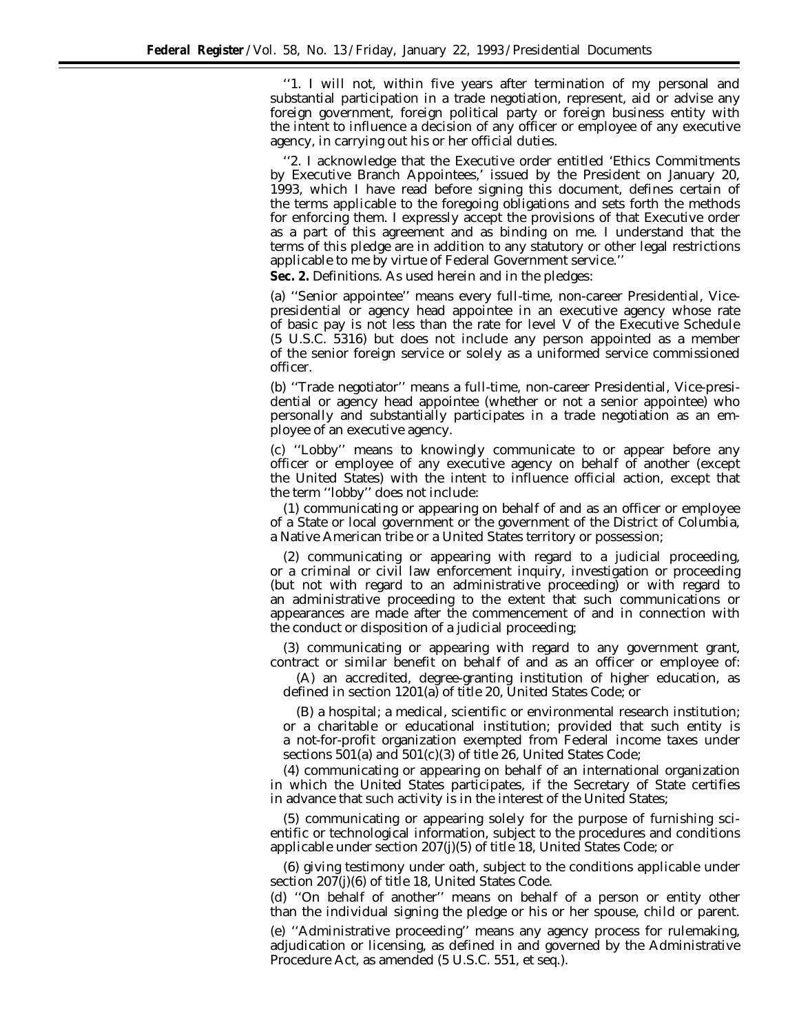''1. I will not, within five years after termination of my personal and substantial participation in a trade negotiation, represent, aid or advise any foreign government, foreign political party or foreign business entity with the intent to influence a decision of any officer or employee of any executive agency, in carrying out his or her official duties.

''2. I acknowledge that the Executive order entitled 'Ethics Commitments by Executive Branch Appointees,' issued by the President on January 20, 1993, which I have read before signing this document, defines certain of the terms applicable to the foregoing obligations and sets forth the methods for enforcing them. I expressly accept the provisions of that Executive order as a part of this agreement and as binding on me. I understand that the terms of this pledge are in addition to any statutory or other legal restrictions applicable to me by virtue of Federal Government service.''

**Sec. 2.** Definitions. As used herein and in the pledges:

(a) ''Senior appointee'' means every full-time, non-career Presidential, Vice-presidential or agency head appointee in an executive agency whose rate of basic pay is not less than the rate for level V of the Executive Schedule (5 U.S.C. 5316) but does not include any person appointed as a member of the senior foreign service or solely as a uniformed service commissioned officer.

(b) ''Trade negotiator'' means a full-time, non-career Presidential, Vice-presidential or agency head appointee (whether or not a senior appointee) who personally and substantially participates in a trade negotiation as an employee of an executive agency.

(c) ''Lobby'' means to knowingly communicate to or appear before any officer or employee of any executive agency on behalf of another (except the United States) with the intent to influence official action, except that the term ''lobby'' does not include:

(1) communicating or appearing on behalf of and as an officer or employee of a State or local government or the government of the District of Columbia, a Native American tribe or a United States territory or possession;

(2) communicating or appearing with regard to a judicial proceeding, or a criminal or civil law enforcement inquiry, investigation or proceeding (but not with regard to an administrative proceeding) or with regard to an administrative proceeding to the extent that such communications or appearances are made after the commencement of and in connection with the conduct or disposition of a judicial proceeding;

(3) communicating or appearing with regard to any government grant, contract or similar benefit on behalf of and as an officer or employee of:

(A) an accredited, degree-granting institution of higher education, as defined in section 1201(a) of title 20, United States Code; or

(B) a hospital; a medical, scientific or environmental research institution; or a charitable or educational institution; provided that such entity is a not-for-profit organization exempted from Federal income taxes under sections 501(a) and 501(c)(3) of title 26, United States Code;

(4) communicating or appearing on behalf of an international organization in which the United States participates, if the Secretary of State certifies in advance that such activity is in the interest of the United States;

(5) communicating or appearing solely for the purpose of furnishing scientific or technological information, subject to the procedures and conditions applicable under section 207(j)(5) of title 18, United States Code; or

(6) giving testimony under oath, subject to the conditions applicable under section 207(j)(6) of title 18, United States Code.

(d) ''On behalf of another'' means on behalf of a person or entity other than the individual signing the pledge or his or her spouse, child or parent.

(e) ''Administrative proceeding'' means any agency process for rulemaking, adjudication or licensing, as defined in and governed by the Administrative Procedure Act, as amended (5 U.S.C. 551, *et seq.*).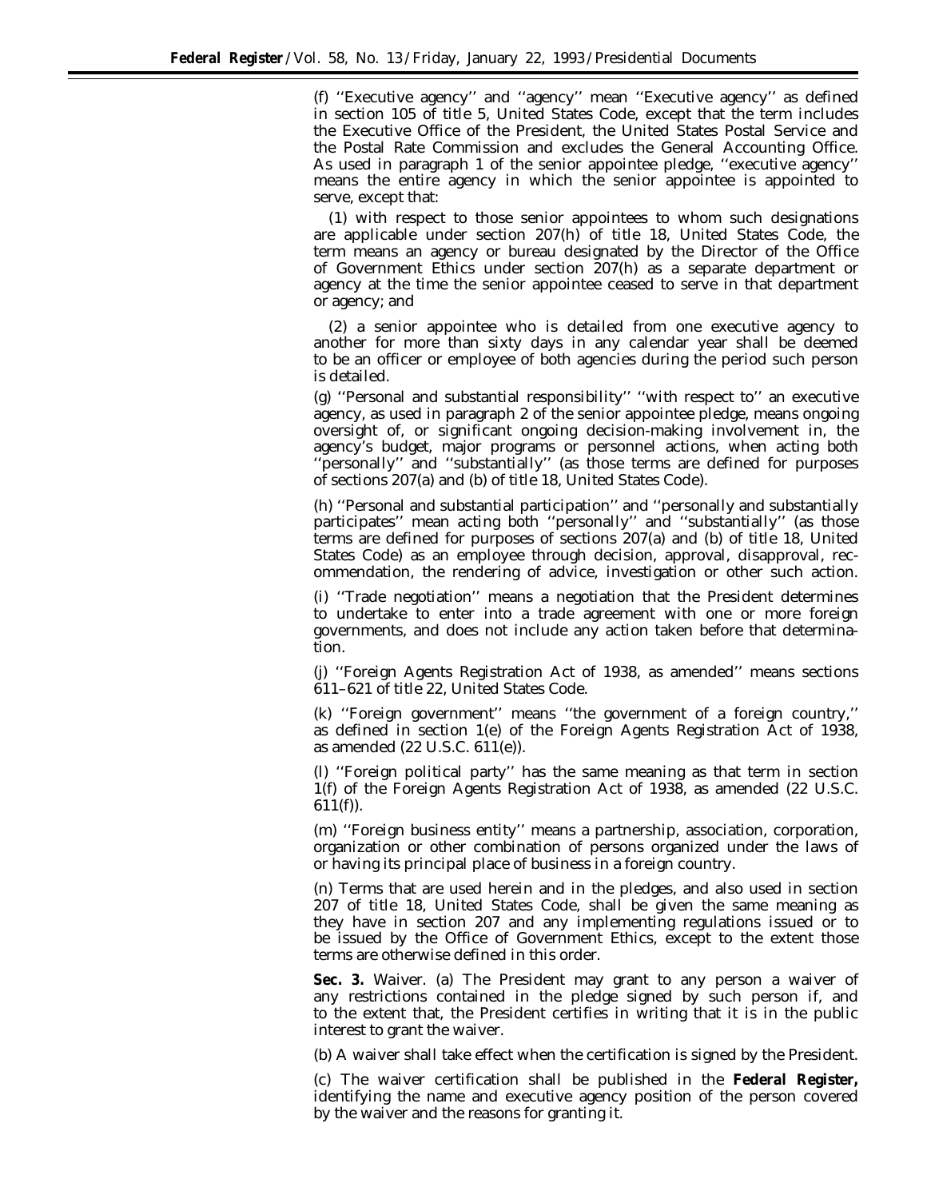(f) ''Executive agency'' and ''agency'' mean ''Executive agency'' as defined in section 105 of title 5, United States Code, except that the term includes the Executive Office of the President, the United States Postal Service and the Postal Rate Commission and excludes the General Accounting Office. As used in paragraph 1 of the senior appointee pledge, ''executive agency'' means the entire agency in which the senior appointee is appointed to serve, except that:

(1) with respect to those senior appointees to whom such designations are applicable under section 207(h) of title 18, United States Code, the term means an agency or bureau designated by the Director of the Office of Government Ethics under section 207(h) as a separate department or agency at the time the senior appointee ceased to serve in that department or agency; and

(2) a senior appointee who is detailed from one executive agency to another for more than sixty days in any calendar year shall be deemed to be an officer or employee of both agencies during the period such person is detailed.

(g) ''Personal and substantial responsibility'' ''with respect to'' an executive agency, as used in paragraph 2 of the senior appointee pledge, means ongoing oversight of, or significant ongoing decision-making involvement in, the agency's budget, major programs or personnel actions, when acting both ''personally'' and ''substantially'' (as those terms are defined for purposes of sections 207(a) and (b) of title 18, United States Code).

(h) ''Personal and substantial participation'' and ''personally and substantially participates'' mean acting both ''personally'' and ''substantially'' (as those terms are defined for purposes of sections 207(a) and (b) of title 18, United States Code) as an employee through decision, approval, disapproval, recommendation, the rendering of advice, investigation or other such action.

(i) ''Trade negotiation'' means a negotiation that the President determines to undertake to enter into a trade agreement with one or more foreign governments, and does not include any action taken before that determination.

(j) ''Foreign Agents Registration Act of 1938, as amended'' means sections 611–621 of title 22, United States Code.

(k) ''Foreign government'' means ''the government of a foreign country,'' as defined in section 1(e) of the Foreign Agents Registration Act of 1938, as amended (22 U.S.C. 611(e)).

(l) ''Foreign political party'' has the same meaning as that term in section 1(f) of the Foreign Agents Registration Act of 1938, as amended (22 U.S.C. 611(f)).

(m) ''Foreign business entity'' means a partnership, association, corporation, organization or other combination of persons organized under the laws of or having its principal place of business in a foreign country.

(n) Terms that are used herein and in the pledges, and also used in section 207 of title 18, United States Code, shall be given the same meaning as they have in section 207 and any implementing regulations issued or to be issued by the Office of Government Ethics, except to the extent those terms are otherwise defined in this order.

**Sec. 3.** *Waiver.* (a) The President may grant to any person a waiver of any restrictions contained in the pledge signed by such person if, and to the extent that, the President certifies in writing that it is in the public interest to grant the waiver.

(b) A waiver shall take effect when the certification is signed by the President.

(c) The waiver certification shall be published in the **Federal Register,** identifying the name and executive agency position of the person covered by the waiver and the reasons for granting it.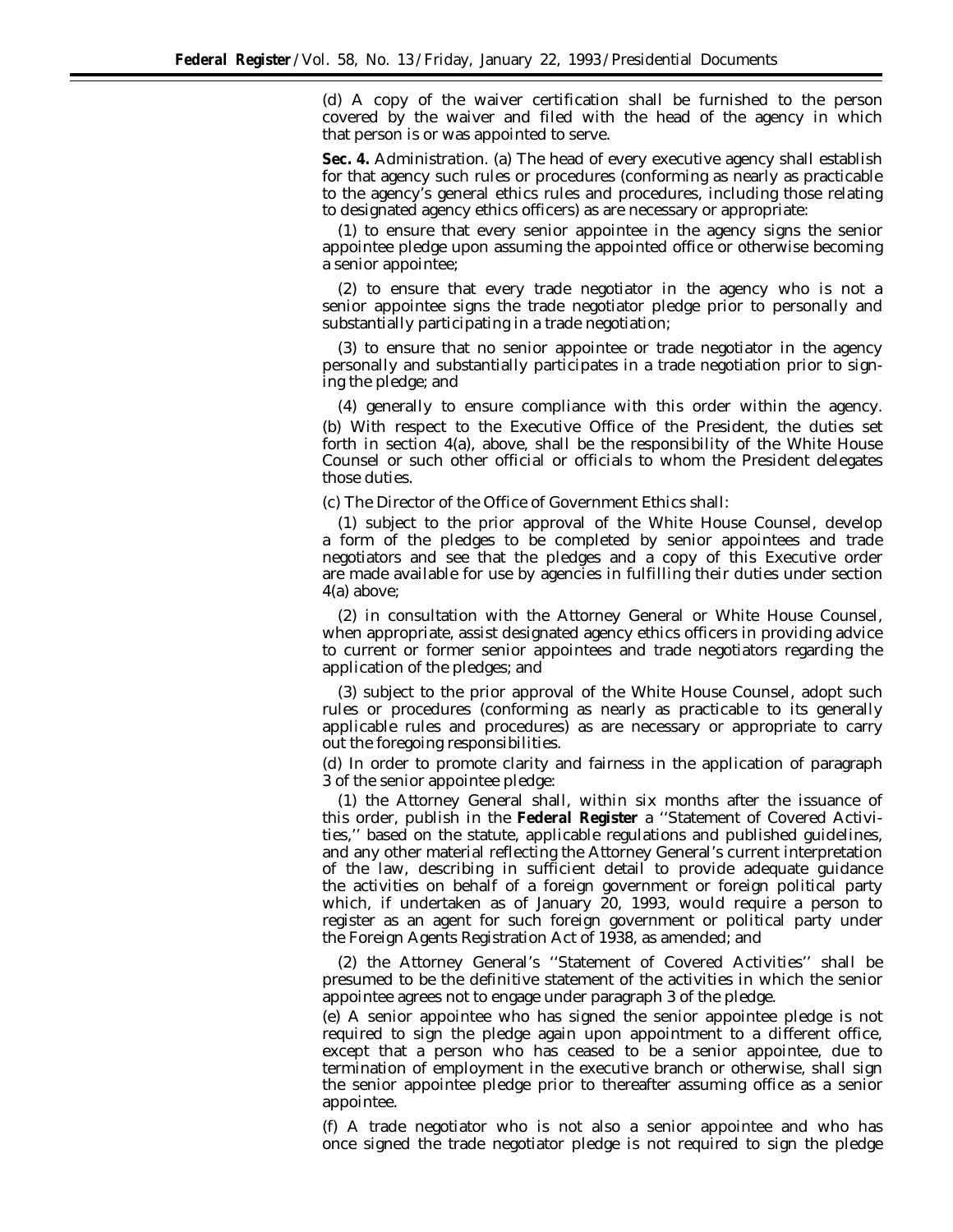(d) A copy of the waiver certification shall be furnished to the person covered by the waiver and filed with the head of the agency in which that person is or was appointed to serve.

**Sec. 4.** *Administration.* (a) The head of every executive agency shall establish for that agency such rules or procedures (conforming as nearly as practicable to the agency's general ethics rules and procedures, including those relating to designated agency ethics officers) as are necessary or appropriate:

(1) to ensure that every senior appointee in the agency signs the senior appointee pledge upon assuming the appointed office or otherwise becoming a senior appointee;

(2) to ensure that every trade negotiator in the agency who is not a senior appointee signs the trade negotiator pledge prior to personally and substantially participating in a trade negotiation;

(3) to ensure that no senior appointee or trade negotiator in the agency personally and substantially participates in a trade negotiation prior to signing the pledge; and

(4) generally to ensure compliance with this order within the agency.

(b) With respect to the Executive Office of the President, the duties set forth in section 4(a), above, shall be the responsibility of the White House Counsel or such other official or officials to whom the President delegates those duties.

(c) The Director of the Office of Government Ethics shall:

(1) subject to the prior approval of the White House Counsel, develop a form of the pledges to be completed by senior appointees and trade negotiators and see that the pledges and a copy of this Executive order are made available for use by agencies in fulfilling their duties under section 4(a) above;

(2) in consultation with the Attorney General or White House Counsel, when appropriate, assist designated agency ethics officers in providing advice to current or former senior appointees and trade negotiators regarding the application of the pledges; and

(3) subject to the prior approval of the White House Counsel, adopt such rules or procedures (conforming as nearly as practicable to its generally applicable rules and procedures) as are necessary or appropriate to carry out the foregoing responsibilities.

(d) In order to promote clarity and fairness in the application of paragraph 3 of the senior appointee pledge:

(1) the Attorney General shall, within six months after the issuance of this order, publish in the **Federal Register** a ''Statement of Covered Activities,'' based on the statute, applicable regulations and published guidelines, and any other material reflecting the Attorney General's current interpretation of the law, describing in sufficient detail to provide adequate guidance the activities on behalf of a foreign government or foreign political party which, if undertaken as of January 20, 1993, would require a person to register as an agent for such foreign government or political party under the Foreign Agents Registration Act of 1938, as amended; and

(2) the Attorney General's ''Statement of Covered Activities'' shall be presumed to be the definitive statement of the activities in which the senior appointee agrees not to engage under paragraph 3 of the pledge.

(e) A senior appointee who has signed the senior appointee pledge is not required to sign the pledge again upon appointment to a different office, except that a person who has ceased to be a senior appointee, due to termination of employment in the executive branch or otherwise, shall sign the senior appointee pledge prior to thereafter assuming office as a senior appointee.

(f) A trade negotiator who is not also a senior appointee and who has once signed the trade negotiator pledge is not required to sign the pledge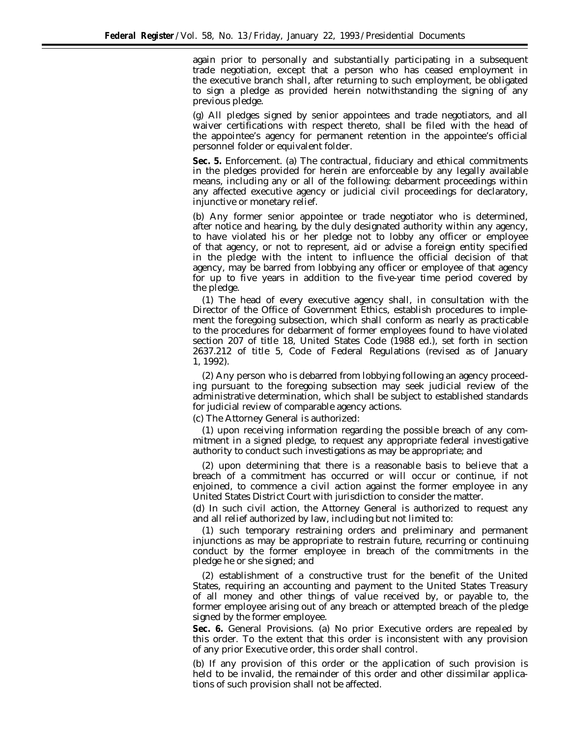again prior to personally and substantially participating in a subsequent trade negotiation, except that a person who has ceased employment in the executive branch shall, after returning to such employment, be obligated to sign a pledge as provided herein notwithstanding the signing of any previous pledge.

(g) All pledges signed by senior appointees and trade negotiators, and all waiver certifications with respect thereto, shall be filed with the head of the appointee's agency for permanent retention in the appointee's official personnel folder or equivalent folder.

**Sec. 5.** Enforcement. (a) The contractual, fiduciary and ethical commitments in the pledges provided for herein are enforceable by any legally available means, including any or all of the following: debarment proceedings within any affected executive agency or judicial civil proceedings for declaratory, injunctive or monetary relief.

(b) Any former senior appointee or trade negotiator who is determined, after notice and hearing, by the duly designated authority within any agency, to have violated his or her pledge not to lobby any officer or employee of that agency, or not to represent, aid or advise a foreign entity specified in the pledge with the intent to influence the official decision of that agency, may be barred from lobbying any officer or employee of that agency for up to five years in addition to the five-year time period covered by the pledge.

(1) The head of every executive agency shall, in consultation with the Director of the Office of Government Ethics, establish procedures to implement the foregoing subsection, which shall conform as nearly as practicable to the procedures for debarment of former employees found to have violated section 207 of title 18, United States Code (1988 ed.), set forth in section 2637.212 of title 5, Code of Federal Regulations (revised as of January 1, 1992).

(2) Any person who is debarred from lobbying following an agency proceeding pursuant to the foregoing subsection may seek judicial review of the administrative determination, which shall be subject to established standards for judicial review of comparable agency actions.

(c) The Attorney General is authorized:

(1) upon receiving information regarding the possible breach of any commitment in a signed pledge, to request any appropriate federal investigative authority to conduct such investigations as may be appropriate; and

(2) upon determining that there is a reasonable basis to believe that a breach of a commitment has occurred or will occur or continue, if not enjoined, to commence a civil action against the former employee in any United States District Court with jurisdiction to consider the matter.

(d) In such civil action, the Attorney General is authorized to request any and all relief authorized by law, including but not limited to:

(1) such temporary restraining orders and preliminary and permanent injunctions as may be appropriate to restrain future, recurring or continuing conduct by the former employee in breach of the commitments in the pledge he or she signed; and

(2) establishment of a constructive trust for the benefit of the United States, requiring an accounting and payment to the United States Treasury of all money and other things of value received by, or payable to, the former employee arising out of any breach or attempted breach of the pledge signed by the former employee.

**Sec. 6.** General Provisions. (a) No prior Executive orders are repealed by this order. To the extent that this order is inconsistent with any provision of any prior Executive order, this order shall control.

(b) If any provision of this order or the application of such provision is held to be invalid, the remainder of this order and other dissimilar applications of such provision shall not be affected.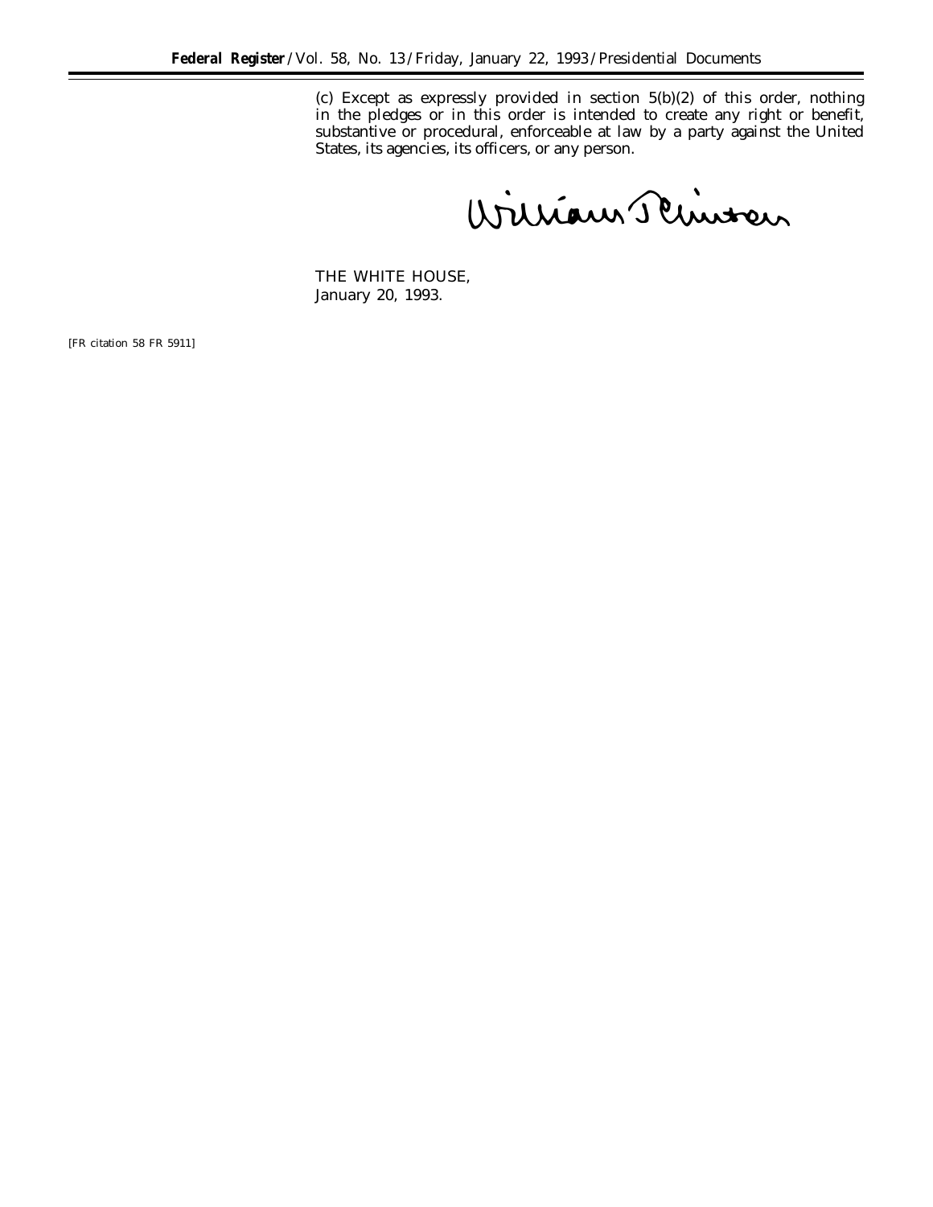(c) Except as expressly provided in section 5(b)(2) of this order, nothing in the pledges or in this order is intended to create any right or benefit, substantive or procedural, enforceable at law by a party against the United States, its agencies, its officers, or any person.

William J. Clinton

THE WHITE HOUSE,
January 20, 1993.

[FR citation 58 FR 5911]